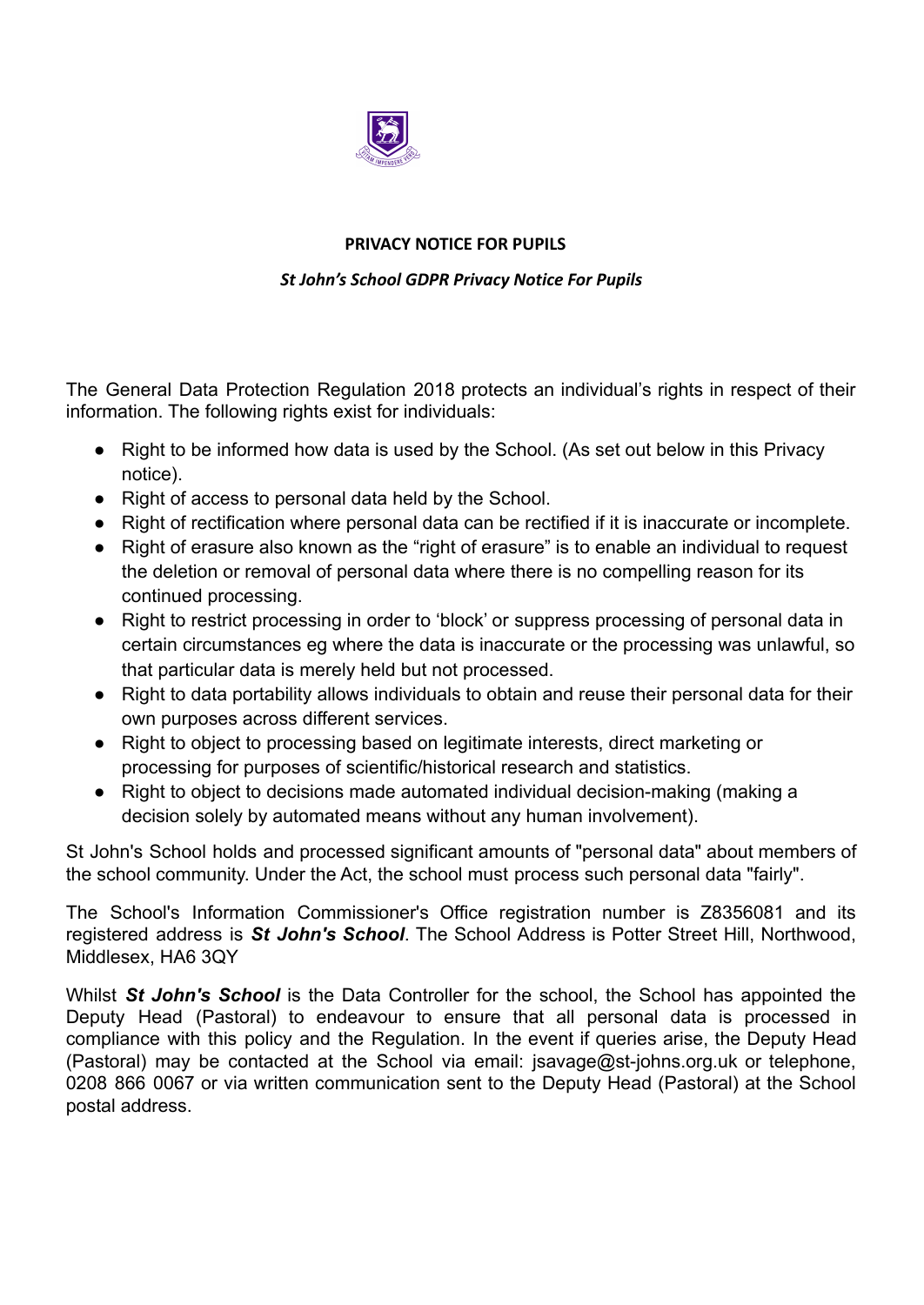# PRIVACY NOTICE FOR PUPILS

***St John's School GDPR Privacy Notice For Pupils***

The General Data Protection Regulation 2018 protects an individual's rights in respect of their information. The following rights exist for individuals:

- Right to be informed how data is used by the School. (As set out below in this Privacy notice).
- Right of access to personal data held by the School.
- Right of rectification where personal data can be rectified if it is inaccurate or incomplete.
- Right of erasure also known as the "right of erasure" is to enable an individual to request the deletion or removal of personal data where there is no compelling reason for its continued processing.
- Right to restrict processing in order to 'block' or suppress processing of personal data in certain circumstances eg where the data is inaccurate or the processing was unlawful, so that particular data is merely held but not processed.
- Right to data portability allows individuals to obtain and reuse their personal data for their own purposes across different services.
- Right to object to processing based on legitimate interests, direct marketing or processing for purposes of scientific/historical research and statistics.
- Right to object to decisions made automated individual decision-making (making a decision solely by automated means without any human involvement).

St John's School holds and processed significant amounts of "personal data" about members of the school community. Under the Act, the school must process such personal data "fairly".

The School's Information Commissioner's Office registration number is Z8356081 and its registered address is ***St John's School***. The School Address is Potter Street Hill, Northwood, Middlesex, HA6 3QY

Whilst ***St John's School*** is the Data Controller for the school, the School has appointed the Deputy Head (Pastoral) to endeavour to ensure that all personal data is processed in compliance with this policy and the Regulation. In the event if queries arise, the Deputy Head (Pastoral) may be contacted at the School via email: jsavage@st-johns.org.uk or telephone, 0208 866 0067 or via written communication sent to the Deputy Head (Pastoral) at the School postal address.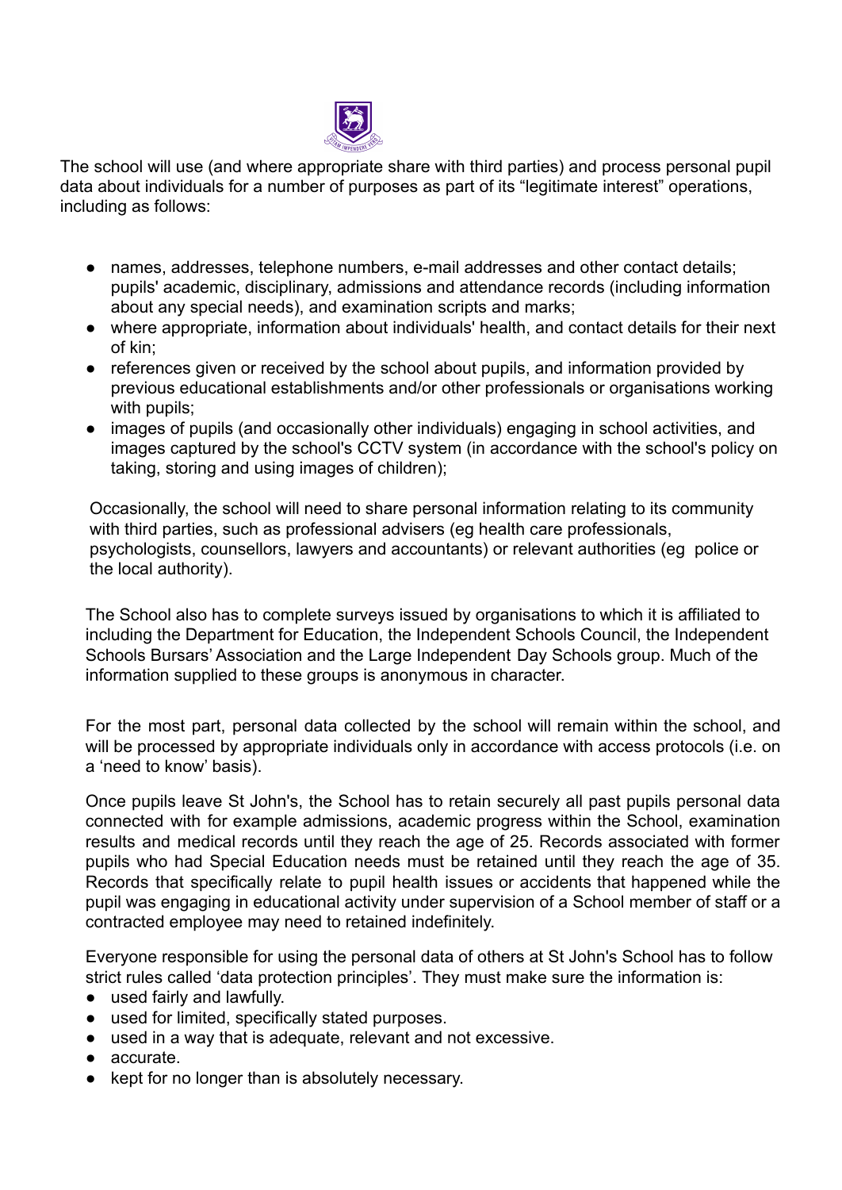The school will use (and where appropriate share with third parties) and process personal pupil data about individuals for a number of purposes as part of its "legitimate interest" operations, including as follows:

- names, addresses, telephone numbers, e-mail addresses and other contact details; pupils' academic, disciplinary, admissions and attendance records (including information about any special needs), and examination scripts and marks;
- where appropriate, information about individuals' health, and contact details for their next of kin;
- references given or received by the school about pupils, and information provided by previous educational establishments and/or other professionals or organisations working with pupils;
- images of pupils (and occasionally other individuals) engaging in school activities, and images captured by the school's CCTV system (in accordance with the school's policy on taking, storing and using images of children);

Occasionally, the school will need to share personal information relating to its community with third parties, such as professional advisers (eg health care professionals, psychologists, counsellors, lawyers and accountants) or relevant authorities (eg police or the local authority).

The School also has to complete surveys issued by organisations to which it is affiliated to including the Department for Education, the Independent Schools Council, the Independent Schools Bursars' Association and the Large Independent Day Schools group. Much of the information supplied to these groups is anonymous in character.

For the most part, personal data collected by the school will remain within the school, and will be processed by appropriate individuals only in accordance with access protocols (i.e. on a 'need to know' basis).

Once pupils leave St John's, the School has to retain securely all past pupils personal data connected with for example admissions, academic progress within the School, examination results and medical records until they reach the age of 25. Records associated with former pupils who had Special Education needs must be retained until they reach the age of 35. Records that specifically relate to pupil health issues or accidents that happened while the pupil was engaging in educational activity under supervision of a School member of staff or a contracted employee may need to retained indefinitely.

Everyone responsible for using the personal data of others at St John's School has to follow strict rules called 'data protection principles'. They must make sure the information is:

- used fairly and lawfully.
- used for limited, specifically stated purposes.
- used in a way that is adequate, relevant and not excessive.
- accurate.
- kept for no longer than is absolutely necessary.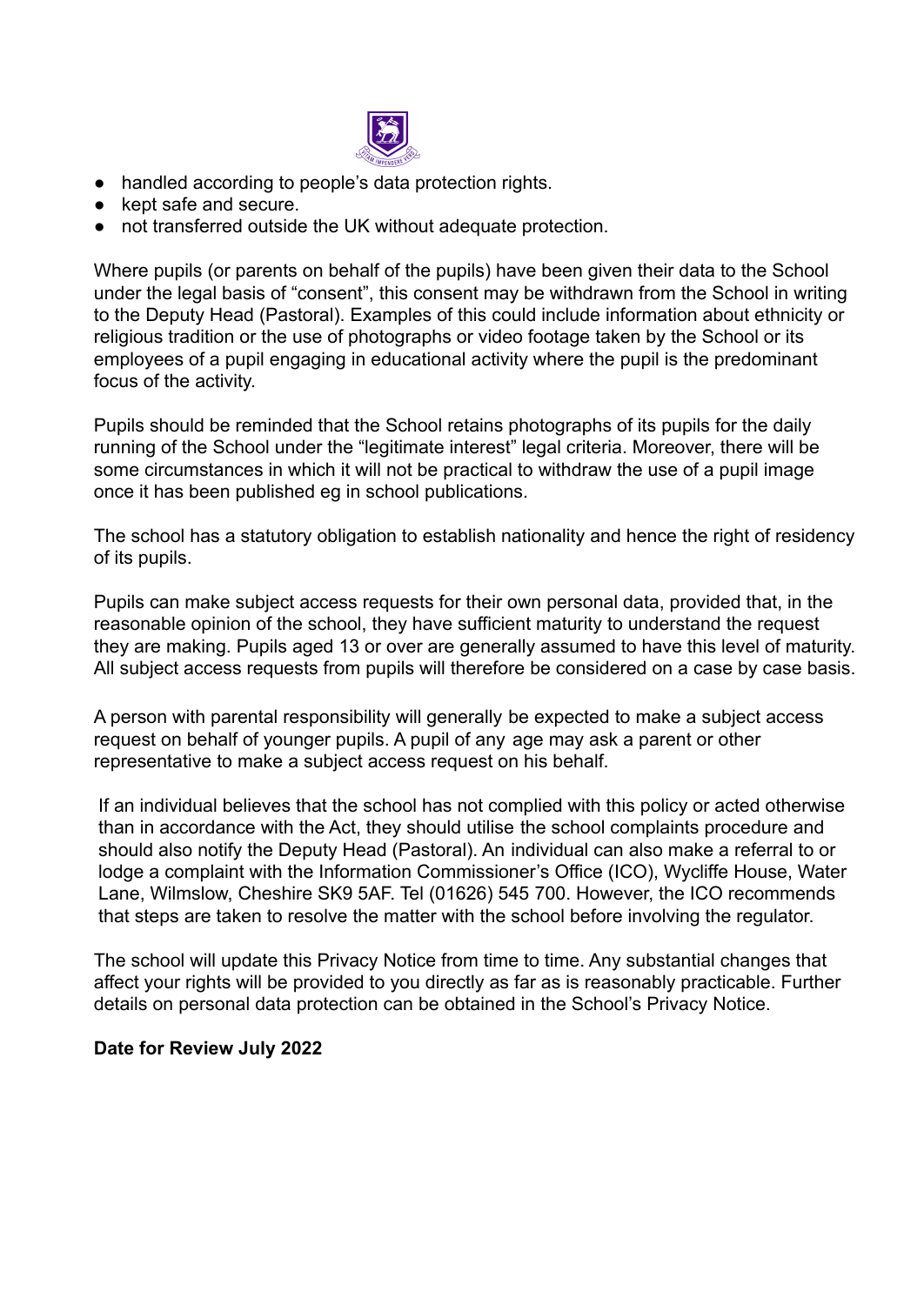- handled according to people's data protection rights.
- kept safe and secure.
- not transferred outside the UK without adequate protection.

Where pupils (or parents on behalf of the pupils) have been given their data to the School under the legal basis of "consent", this consent may be withdrawn from the School in writing to the Deputy Head (Pastoral). Examples of this could include information about ethnicity or religious tradition or the use of photographs or video footage taken by the School or its employees of a pupil engaging in educational activity where the pupil is the predominant focus of the activity.

Pupils should be reminded that the School retains photographs of its pupils for the daily running of the School under the "legitimate interest" legal criteria. Moreover, there will be some circumstances in which it will not be practical to withdraw the use of a pupil image once it has been published eg in school publications.

The school has a statutory obligation to establish nationality and hence the right of residency of its pupils.

Pupils can make subject access requests for their own personal data, provided that, in the reasonable opinion of the school, they have sufficient maturity to understand the request they are making. Pupils aged 13 or over are generally assumed to have this level of maturity. All subject access requests from pupils will therefore be considered on a case by case basis.

A person with parental responsibility will generally be expected to make a subject access request on behalf of younger pupils. A pupil of any age may ask a parent or other representative to make a subject access request on his behalf.

If an individual believes that the school has not complied with this policy or acted otherwise than in accordance with the Act, they should utilise the school complaints procedure and should also notify the Deputy Head (Pastoral). An individual can also make a referral to or lodge a complaint with the Information Commissioner's Office (ICO), Wycliffe House, Water Lane, Wilmslow, Cheshire SK9 5AF. Tel (01626) 545 700. However, the ICO recommends that steps are taken to resolve the matter with the school before involving the regulator.

The school will update this Privacy Notice from time to time. Any substantial changes that affect your rights will be provided to you directly as far as is reasonably practicable. Further details on personal data protection can be obtained in the School's Privacy Notice.

**Date for Review July 2022**